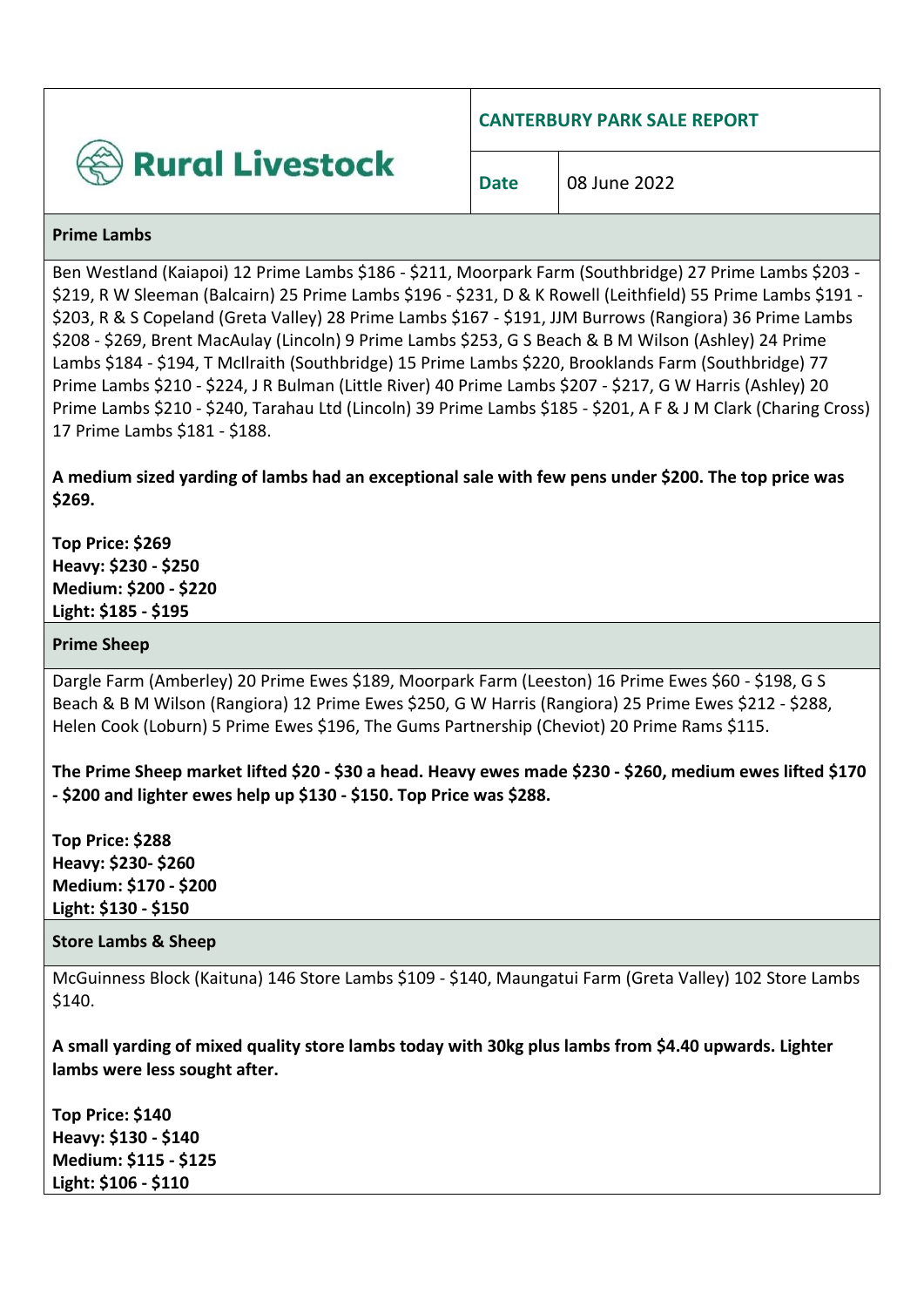**Rural Livestock**

## CANTERBURY PARK SALE REPORT

**Date:** 08 June 2022

### Prime Lambs

Ben Westland (Kaiapoi) 12 Prime Lambs $186 - $211, Moorpark Farm (Southbridge) 27 Prime Lambs $203 - $219, R W Sleeman (Balcairn) 25 Prime Lambs $196 - $231, D & K Rowell (Leithfield) 55 Prime Lambs $191 - $203, R & S Copeland (Greta Valley) 28 Prime Lambs $167 - $191, JJM Burrows (Rangiora) 36 Prime Lambs $208 - $269, Brent MacAulay (Lincoln) 9 Prime Lambs $253, G S Beach & B M Wilson (Ashley) 24 Prime Lambs $184 - $194, T McIlraith (Southbridge) 15 Prime Lambs $220, Brooklands Farm (Southbridge) 77 Prime Lambs $210 - $224, J R Bulman (Little River) 40 Prime Lambs $207 - $217, G W Harris (Ashley) 20 Prime Lambs $210 - $240, Tarahau Ltd (Lincoln) 39 Prime Lambs $185 - $201, A F & J M Clark (Charing Cross) 17 Prime Lambs $181 - $188.

**A medium sized yarding of lambs had an exceptional sale with few pens under $200. The top price was $269.**

**Top Price: $269**
**Heavy: $230 - $250**
**Medium: $200 - $220**
**Light: $185 - $195**

### Prime Sheep

Dargle Farm (Amberley) 20 Prime Ewes $189, Moorpark Farm (Leeston) 16 Prime Ewes $60 - $198, G S Beach & B M Wilson (Rangiora) 12 Prime Ewes $250, G W Harris (Rangiora) 25 Prime Ewes $212 - $288, Helen Cook (Loburn) 5 Prime Ewes $196, The Gums Partnership (Cheviot) 20 Prime Rams $115.

**The Prime Sheep market lifted $20 - $30 a head. Heavy ewes made $230 - $260, medium ewes lifted $170 - $200 and lighter ewes help up $130 - $150. Top Price was $288.**

**Top Price: $288**
**Heavy: $230- $260**
**Medium: $170 - $200**
**Light: $130 - $150**

### Store Lambs & Sheep

McGuinness Block (Kaituna) 146 Store Lambs $109 - $140, Maungatui Farm (Greta Valley) 102 Store Lambs $140.

**A small yarding of mixed quality store lambs today with 30kg plus lambs from $4.40 upwards. Lighter lambs were less sought after.**

**Top Price: $140**
**Heavy: $130 - $140**
**Medium: $115 - $125**
**Light: $106 - $110**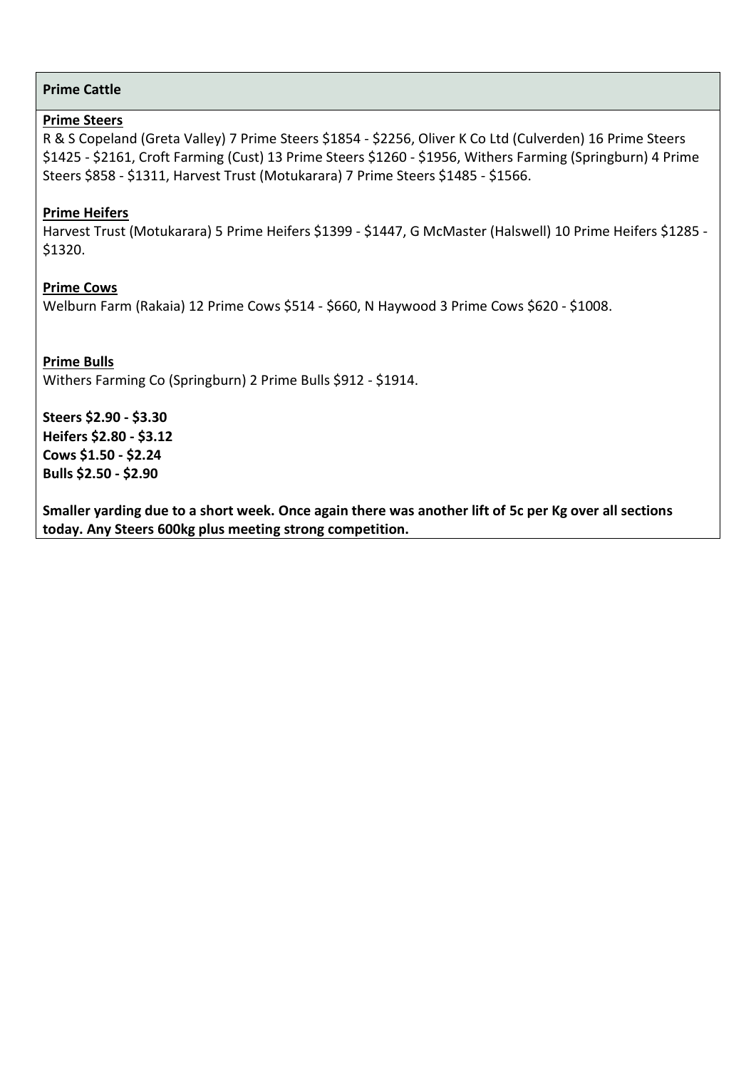## Prime Cattle

### Prime Steers

R & S Copeland (Greta Valley) 7 Prime Steers $1854 - $2256, Oliver K Co Ltd (Culverden) 16 Prime Steers $1425 - $2161, Croft Farming (Cust) 13 Prime Steers $1260 - $1956, Withers Farming (Springburn) 4 Prime Steers $858 - $1311, Harvest Trust (Motukarara) 7 Prime Steers $1485 - $1566.

### Prime Heifers

Harvest Trust (Motukarara) 5 Prime Heifers $1399 - $1447, G McMaster (Halswell) 10 Prime Heifers $1285 - $1320.

### Prime Cows

Welburn Farm (Rakaia) 12 Prime Cows $514 - $660, N Haywood 3 Prime Cows $620 - $1008.

### Prime Bulls

Withers Farming Co (Springburn) 2 Prime Bulls $912 - $1914.

**Steers $2.90 - $3.30**
**Heifers $2.80 - $3.12**
**Cows $1.50 - $2.24**
**Bulls $2.50 - $2.90**

**Smaller yarding due to a short week. Once again there was another lift of 5c per Kg over all sections today. Any Steers 600kg plus meeting strong competition.**